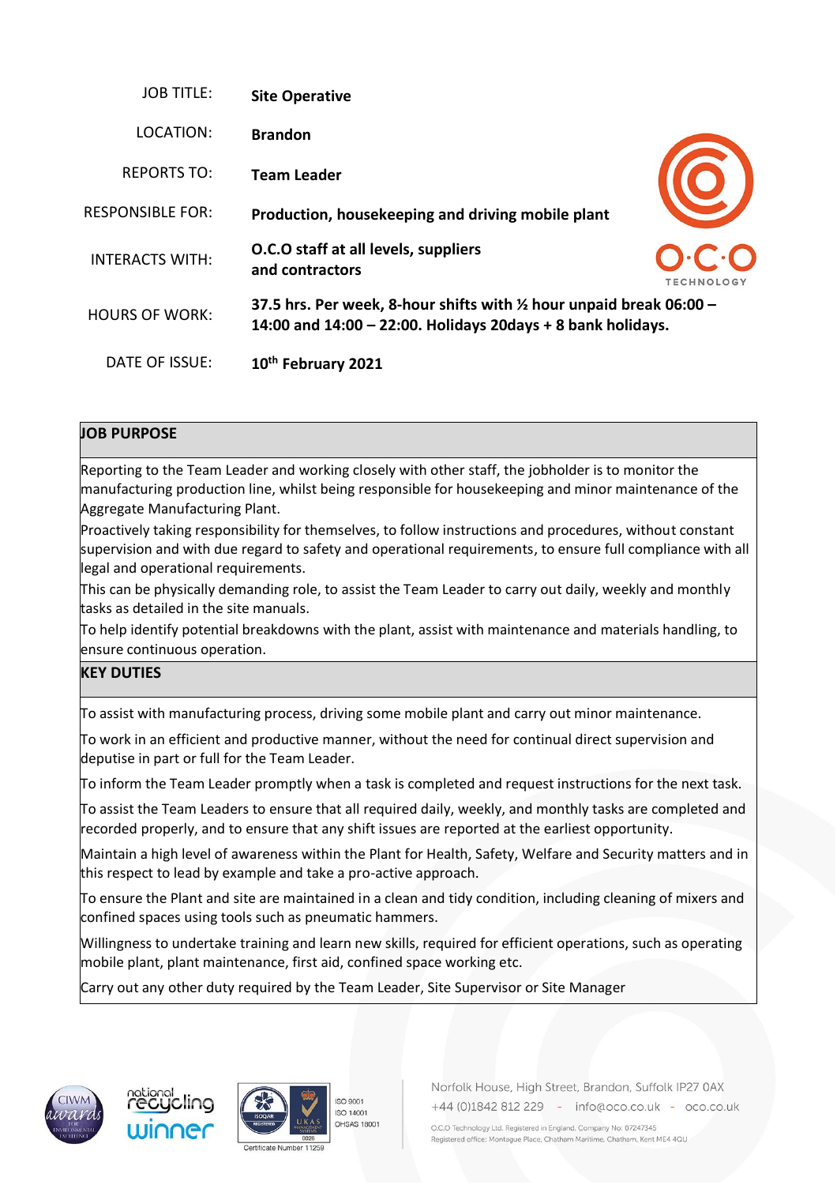| | |
|---|---|
| JOB TITLE: | **Site Operative** |
| LOCATION: | **Brandon** |
| REPORTS TO: | **Team Leader** |
| RESPONSIBLE FOR: | **Production, housekeeping and driving mobile plant** |
| INTERACTS WITH: | **O.C.O staff at all levels, suppliers and contractors** |
| HOURS OF WORK: | **37.5 hrs. Per week, 8-hour shifts with ½ hour unpaid break 06:00 – 14:00 and 14:00 – 22:00. Holidays 20days + 8 bank holidays.** |
| DATE OF ISSUE: | **10th February 2021** |

O·C·O TECHNOLOGY

## JOB PURPOSE

Reporting to the Team Leader and working closely with other staff, the jobholder is to monitor the manufacturing production line, whilst being responsible for housekeeping and minor maintenance of the Aggregate Manufacturing Plant.

Proactively taking responsibility for themselves, to follow instructions and procedures, without constant supervision and with due regard to safety and operational requirements, to ensure full compliance with all legal and operational requirements.

This can be physically demanding role, to assist the Team Leader to carry out daily, weekly and monthly tasks as detailed in the site manuals.

To help identify potential breakdowns with the plant, assist with maintenance and materials handling, to ensure continuous operation.

## KEY DUTIES

To assist with manufacturing process, driving some mobile plant and carry out minor maintenance.

To work in an efficient and productive manner, without the need for continual direct supervision and deputise in part or full for the Team Leader.

To inform the Team Leader promptly when a task is completed and request instructions for the next task.

To assist the Team Leaders to ensure that all required daily, weekly, and monthly tasks are completed and recorded properly, and to ensure that any shift issues are reported at the earliest opportunity.

Maintain a high level of awareness within the Plant for Health, Safety, Welfare and Security matters and in this respect to lead by example and take a pro-active approach.

To ensure the Plant and site are maintained in a clean and tidy condition, including cleaning of mixers and confined spaces using tools such as pneumatic hammers.

Willingness to undertake training and learn new skills, required for efficient operations, such as operating mobile plant, plant maintenance, first aid, confined space working etc.

Carry out any other duty required by the Team Leader, Site Supervisor or Site Manager

CIWM awards for environmental excellence · national recycling winner · ISOQAR Registered · UKAS Management Systems 0026 · ISO 9001 · ISO 14001 · OHSAS 18001 · Certificate Number 11259

Norfolk House, High Street, Brandon, Suffolk IP27 0AX
+44 (0)1842 812 229 - info@oco.co.uk - oco.co.uk
O.C.O Technology Ltd. Registered in England. Company No: 07247345
Registered office: Montague Place, Chatham Maritime, Chatham, Kent ME4 4QU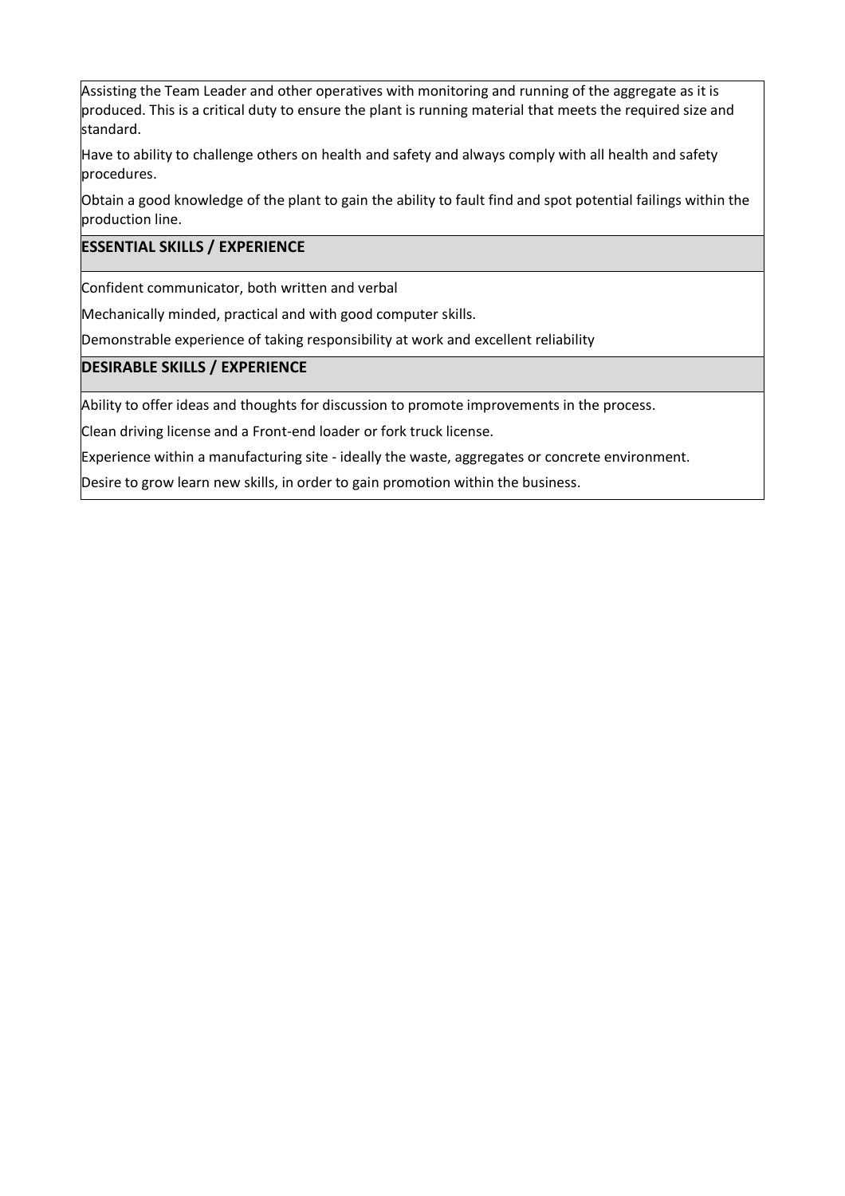Assisting the Team Leader and other operatives with monitoring and running of the aggregate as it is produced. This is a critical duty to ensure the plant is running material that meets the required size and standard.

Have to ability to challenge others on health and safety and always comply with all health and safety procedures.

Obtain a good knowledge of the plant to gain the ability to fault find and spot potential failings within the production line.

## ESSENTIAL SKILLS / EXPERIENCE

Confident communicator, both written and verbal

Mechanically minded, practical and with good computer skills.

Demonstrable experience of taking responsibility at work and excellent reliability

## DESIRABLE SKILLS / EXPERIENCE

Ability to offer ideas and thoughts for discussion to promote improvements in the process.

Clean driving license and a Front-end loader or fork truck license.

Experience within a manufacturing site - ideally the waste, aggregates or concrete environment.

Desire to grow learn new skills, in order to gain promotion within the business.